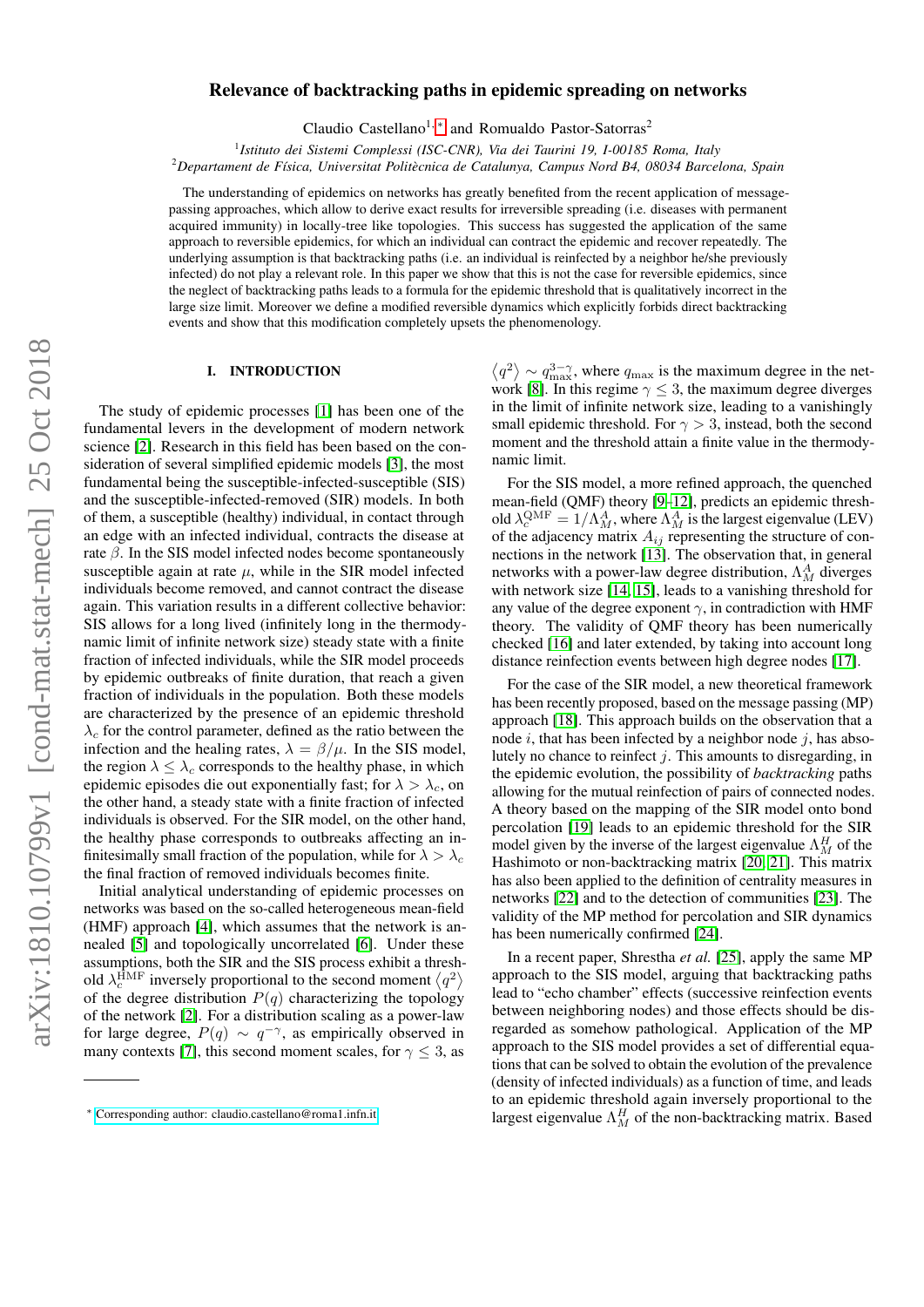# Relevance of backtracking paths in epidemic spreading on networks

Claudio Castellano[1,*] and Romualdo Pastor-Satorras[2]

[1] *Istituto dei Sistemi Complessi (ISC-CNR), Via dei Taurini 19, I-00185 Roma, Italy*
[2] *Departament de Física, Universitat Politècnica de Catalunya, Campus Nord B4, 08034 Barcelona, Spain*

The understanding of epidemics on networks has greatly benefited from the recent application of message-passing approaches, which allow to derive exact results for irreversible spreading (i.e. diseases with permanent acquired immunity) in locally-tree like topologies. This success has suggested the application of the same approach to reversible epidemics, for which an individual can contract the epidemic and recover repeatedly. The underlying assumption is that backtracking paths (i.e. an individual is reinfected by a neighbor he/she previously infected) do not play a relevant role. In this paper we show that this is not the case for reversible epidemics, since the neglect of backtracking paths leads to a formula for the epidemic threshold that is qualitatively incorrect in the large size limit. Moreover we define a modified reversible dynamics which explicitly forbids direct backtracking events and show that this modification completely upsets the phenomenology.

## I. INTRODUCTION

The study of epidemic processes [1] has been one of the fundamental levers in the development of modern network science [2]. Research in this field has been based on the consideration of several simplified epidemic models [3], the most fundamental being the susceptible-infected-susceptible (SIS) and the susceptible-infected-removed (SIR) models. In both of them, a susceptible (healthy) individual, in contact through an edge with an infected individual, contracts the disease at rate $\beta$. In the SIS model infected nodes become spontaneously susceptible again at rate $\mu$, while in the SIR model infected individuals become removed, and cannot contract the disease again. This variation results in a different collective behavior: SIS allows for a long lived (infinitely long in the thermodynamic limit of infinite network size) steady state with a finite fraction of infected individuals, while the SIR model proceeds by epidemic outbreaks of finite duration, that reach a given fraction of individuals in the population. Both these models are characterized by the presence of an epidemic threshold $\lambda_c$ for the control parameter, defined as the ratio between the infection and the healing rates, $\lambda = \beta/\mu$. In the SIS model, the region $\lambda \leq \lambda_c$ corresponds to the healthy phase, in which epidemic episodes die out exponentially fast; for $\lambda > \lambda_c$, on the other hand, a steady state with a finite fraction of infected individuals is observed. For the SIR model, on the other hand, the healthy phase corresponds to outbreaks affecting an infinitesimally small fraction of the population, while for $\lambda > \lambda_c$ the final fraction of removed individuals becomes finite.

Initial analytical understanding of epidemic processes on networks was based on the so-called heterogeneous mean-field (HMF) approach [4], which assumes that the network is annealed [5] and topologically uncorrelated [6]. Under these assumptions, both the SIR and the SIS process exhibit a threshold $\lambda_c^{\mathrm{HMF}}$ inversely proportional to the second moment $\langle q^2 \rangle$ of the degree distribution $P(q)$ characterizing the topology of the network [2]. For a distribution scaling as a power-law for large degree, $P(q) \sim q^{-\gamma}$, as empirically observed in many contexts [7], this second moment scales, for $\gamma \leq 3$, as $\langle q^2 \rangle \sim q_{\max}^{3-\gamma}$, where $q_{\max}$ is the maximum degree in the network [8]. In this regime $\gamma \leq 3$, the maximum degree diverges in the limit of infinite network size, leading to a vanishingly small epidemic threshold. For $\gamma > 3$, instead, both the second moment and the threshold attain a finite value in the thermodynamic limit.

For the SIS model, a more refined approach, the quenched mean-field (QMF) theory [9–12], predicts an epidemic threshold $\lambda_c^{\mathrm{QMF}} = 1/\Lambda_M^A$, where $\Lambda_M^A$ is the largest eigenvalue (LEV) of the adjacency matrix $A_{ij}$ representing the structure of connections in the network [13]. The observation that, in general networks with a power-law degree distribution, $\Lambda_M^A$ diverges with network size [14, 15], leads to a vanishing threshold for any value of the degree exponent $\gamma$, in contradiction with HMF theory. The validity of QMF theory has been numerically checked [16] and later extended, by taking into account long distance reinfection events between high degree nodes [17].

For the case of the SIR model, a new theoretical framework has been recently proposed, based on the message passing (MP) approach [18]. This approach builds on the observation that a node $i$, that has been infected by a neighbor node $j$, has absolutely no chance to reinfect $j$. This amounts to disregarding, in the epidemic evolution, the possibility of *backtracking* paths allowing for the mutual reinfection of pairs of connected nodes. A theory based on the mapping of the SIR model onto bond percolation [19] leads to an epidemic threshold for the SIR model given by the inverse of the largest eigenvalue $\Lambda_M^H$ of the Hashimoto or non-backtracking matrix [20, 21]. This matrix has also been applied to the definition of centrality measures in networks [22] and to the detection of communities [23]. The validity of the MP method for percolation and SIR dynamics has been numerically confirmed [24].

In a recent paper, Shrestha *et al.* [25], apply the same MP approach to the SIS model, arguing that backtracking paths lead to "echo chamber" effects (successive reinfection events between neighboring nodes) and those effects should be disregarded as somehow pathological. Application of the MP approach to the SIS model provides a set of differential equations that can be solved to obtain the evolution of the prevalence (density of infected individuals) as a function of time, and leads to an epidemic threshold again inversely proportional to the largest eigenvalue $\Lambda_M^H$ of the non-backtracking matrix. Based

---

* Corresponding author: claudio.castellano@roma1.infn.it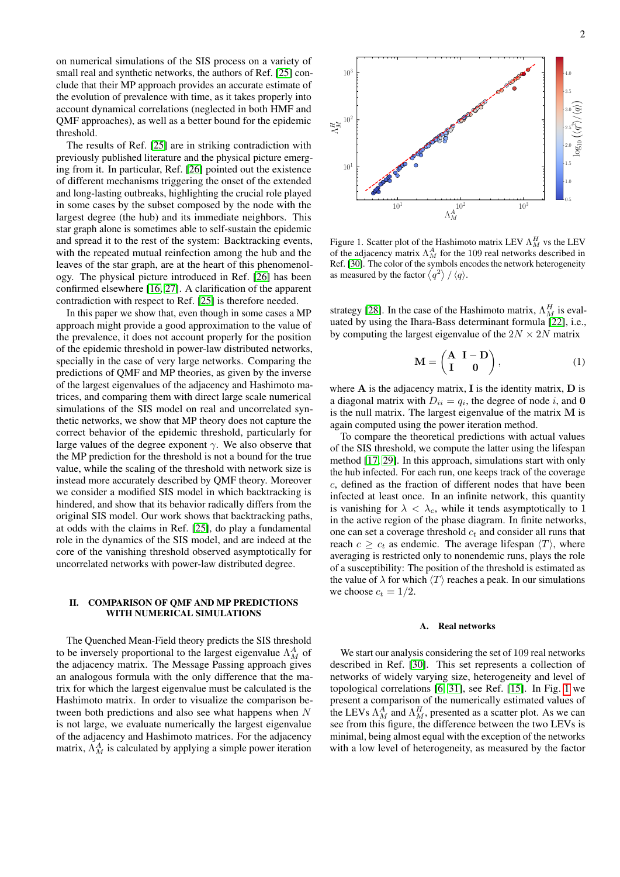on numerical simulations of the SIS process on a variety of small real and synthetic networks, the authors of Ref. [25] conclude that their MP approach provides an accurate estimate of the evolution of prevalence with time, as it takes properly into account dynamical correlations (neglected in both HMF and QMF approaches), as well as a better bound for the epidemic threshold.

The results of Ref. [25] are in striking contradiction with previously published literature and the physical picture emerging from it. In particular, Ref. [26] pointed out the existence of different mechanisms triggering the onset of the extended and long-lasting outbreaks, highlighting the crucial role played in some cases by the subset composed by the node with the largest degree (the hub) and its immediate neighbors. This star graph alone is sometimes able to self-sustain the epidemic and spread it to the rest of the system: Backtracking events, with the repeated mutual reinfection among the hub and the leaves of the star graph, are at the heart of this phenomenology. The physical picture introduced in Ref. [26] has been confirmed elsewhere [16, 27]. A clarification of the apparent contradiction with respect to Ref. [25] is therefore needed.

In this paper we show that, even though in some cases a MP approach might provide a good approximation to the value of the prevalence, it does not account properly for the position of the epidemic threshold in power-law distributed networks, specially in the case of very large networks. Comparing the predictions of QMF and MP theories, as given by the inverse of the largest eigenvalues of the adjacency and Hashimoto matrices, and comparing them with direct large scale numerical simulations of the SIS model on real and uncorrelated synthetic networks, we show that MP theory does not capture the correct behavior of the epidemic threshold, particularly for large values of the degree exponent $\gamma$. We also observe that the MP prediction for the threshold is not a bound for the true value, while the scaling of the threshold with network size is instead more accurately described by QMF theory. Moreover we consider a modified SIS model in which backtracking is hindered, and show that its behavior radically differs from the original SIS model. Our work shows that backtracking paths, at odds with the claims in Ref. [25], do play a fundamental role in the dynamics of the SIS model, and are indeed at the core of the vanishing threshold observed asymptotically for uncorrelated networks with power-law distributed degree.

## II. COMPARISON OF QMF AND MP PREDICTIONS WITH NUMERICAL SIMULATIONS

The Quenched Mean-Field theory predicts the SIS threshold to be inversely proportional to the largest eigenvalue $\Lambda_M^A$ of the adjacency matrix. The Message Passing approach gives an analogous formula with the only difference that the matrix for which the largest eigenvalue must be calculated is the Hashimoto matrix. In order to visualize the comparison between both predictions and also see what happens when $N$ is not large, we evaluate numerically the largest eigenvalue of the adjacency and Hashimoto matrices. For the adjacency matrix, $\Lambda_M^A$ is calculated by applying a simple power iteration strategy [28]. In the case of the Hashimoto matrix, $\Lambda_M^H$ is evaluated by using the Ihara-Bass determinant formula [22], i.e., by computing the largest eigenvalue of the $2N \times 2N$ matrix

$$\mathbf{M} = \begin{pmatrix} \mathbf{A} & \mathbf{I}-\mathbf{D} \\ \mathbf{I} & \mathbf{0} \end{pmatrix}, \tag{1}$$

where $\mathbf{A}$ is the adjacency matrix, $\mathbf{I}$ is the identity matrix, $\mathbf{D}$ is a diagonal matrix with $D_{ii} = q_i$, the degree of node $i$, and $\mathbf{0}$ is the null matrix. The largest eigenvalue of the matrix $\mathbf{M}$ is again computed using the power iteration method.

To compare the theoretical predictions with actual values of the SIS threshold, we compute the latter using the lifespan method [17, 29]. In this approach, simulations start with only the hub infected. For each run, one keeps track of the coverage $c$, defined as the fraction of different nodes that have been infected at least once. In an infinite network, this quantity is vanishing for $\lambda < \lambda_c$, while it tends asymptotically to 1 in the active region of the phase diagram. In finite networks, one can set a coverage threshold $c_t$ and consider all runs that reach $c \geq c_t$ as endemic. The average lifespan $\langle T \rangle$, where averaging is restricted only to nonendemic runs, plays the role of a susceptibility: The position of the threshold is estimated as the value of $\lambda$ for which $\langle T \rangle$ reaches a peak. In our simulations we choose $c_t = 1/2$.

Figure 1. Scatter plot of the Hashimoto matrix LEV $\Lambda_M^H$ vs the LEV of the adjacency matrix $\Lambda_M^A$ for the 109 real networks described in Ref. [30]. The color of the symbols encodes the network heterogeneity as measured by the factor $\langle q^2 \rangle / \langle q \rangle$.

### A. Real networks

We start our analysis considering the set of 109 real networks described in Ref. [30]. This set represents a collection of networks of widely varying size, heterogeneity and level of topological correlations [6, 31], see Ref. [15]. In Fig. 1 we present a comparison of the numerically estimated values of the LEVs $\Lambda_M^A$ and $\Lambda_M^H$, presented as a scatter plot. As we can see from this figure, the difference between the two LEVs is minimal, being almost equal with the exception of the networks with a low level of heterogeneity, as measured by the factor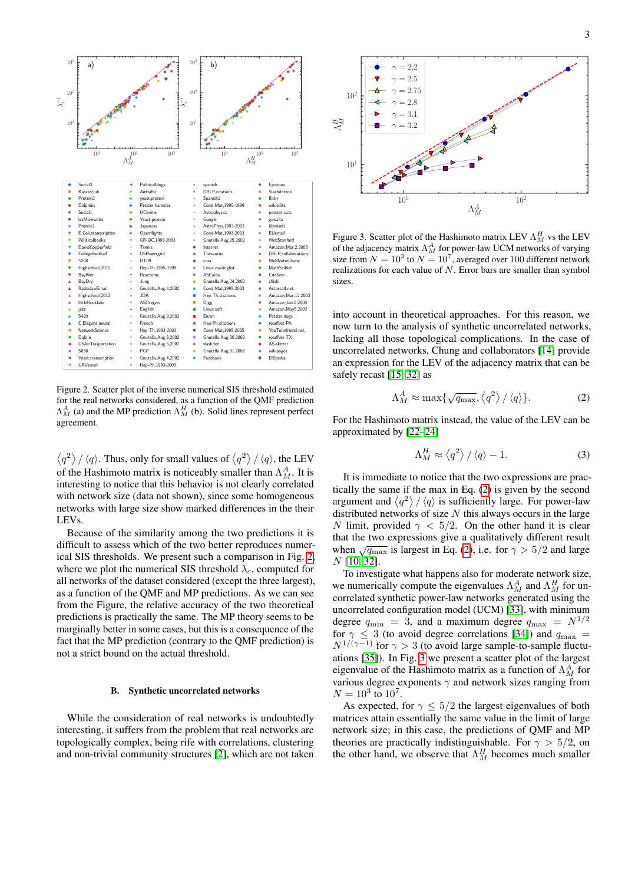Figure 2. Scatter plot of the inverse numerical SIS threshold estimated for the real networks considered, as a function of the QMF prediction $\Lambda_M^A$ (a) and the MP prediction $\Lambda_M^H$ (b). Solid lines represent perfect agreement.

$\langle q^2 \rangle / \langle q \rangle$. Thus, only for small values of $\langle q^2 \rangle / \langle q \rangle$, the LEV of the Hashimoto matrix is noticeably smaller than $\Lambda_M^A$. It is interesting to notice that this behavior is not clearly correlated with network size (data not shown), since some homogeneous networks with large size show marked differences in the their LEVs.

Because of the similarity among the two predictions it is difficult to assess which of the two better reproduces numerical SIS thresholds. We present such a comparison in Fig. 2, where we plot the numerical SIS threshold $\lambda_c$, computed for all networks of the dataset considered (except the three largest), as a function of the QMF and MP predictions. As we can see from the Figure, the relative accuracy of the two theoretical predictions is practically the same. The MP theory seems to be marginally better in some cases, but this is a consequence of the fact that the MP prediction (contrary to the QMF prediction) is not a strict bound on the actual threshold.

### B. Synthetic uncorrelated networks

While the consideration of real networks is undoubtedly interesting, it suffers from the problem that real networks are topologically complex, being rife with correlations, clustering and non-trivial community structures [2], which are not taken into account in theoretical approaches. For this reason, we now turn to the analysis of synthetic uncorrelated networks, lacking all those topological complications. In the case of uncorrelated networks, Chung and collaborators [14] provide an expression for the LEV of the adjacency matrix that can be safely recast [15, 32] as

$$\Lambda_M^A \approx \max\{\sqrt{q_{\max}}, \langle q^2 \rangle / \langle q \rangle\}. \tag{2}$$

For the Hashimoto matrix instead, the value of the LEV can be approximated by [22–24]

$$\Lambda_M^H \approx \langle q^2 \rangle / \langle q \rangle - 1. \tag{3}$$

Figure 3. Scatter plot of the Hashimoto matrix LEV $\Lambda_M^H$ vs the LEV of the adjacency matrix $\Lambda_M^A$ for power-law UCM networks of varying size from $N = 10^3$ to $N = 10^7$, averaged over 100 different network realizations for each value of $N$. Error bars are smaller than symbol sizes.

It is immediate to notice that the two expressions are practically the same if the max in Eq. (2) is given by the second argument and $\langle q^2 \rangle / \langle q \rangle$ is sufficiently large. For power-law distributed networks of size $N$ this always occurs in the large $N$ limit, provided $\gamma < 5/2$. On the other hand it is clear that the two expressions give a qualitatively different result when $\sqrt{q_{\max}}$ is largest in Eq. (2), i.e. for $\gamma > 5/2$ and large $N$ [10, 32].

To investigate what happens also for moderate network size, we numerically compute the eigenvalues $\Lambda_M^A$ and $\Lambda_M^H$ for uncorrelated synthetic power-law networks generated using the uncorrelated configuration model (UCM) [33], with minimum degree $q_{\min} = 3$, and a maximum degree $q_{\max} = N^{1/2}$ for $\gamma \leq 3$ (to avoid degree correlations [34]) and $q_{\max} = N^{1/(\gamma-1)}$ for $\gamma > 3$ (to avoid large sample-to-sample fluctuations [35]). In Fig. 3 we present a scatter plot of the largest eigenvalue of the Hashimoto matrix as a function of $\Lambda_M^A$ for various degree exponents $\gamma$ and network sizes ranging from $N = 10^3$ to $10^7$.

As expected, for $\gamma \leq 5/2$ the largest eigenvalues of both matrices attain essentially the same value in the limit of large network size; in this case, the predictions of QMF and MP theories are practically indistinguishable. For $\gamma > 5/2$, on the other hand, we observe that $\Lambda_M^H$ becomes much smaller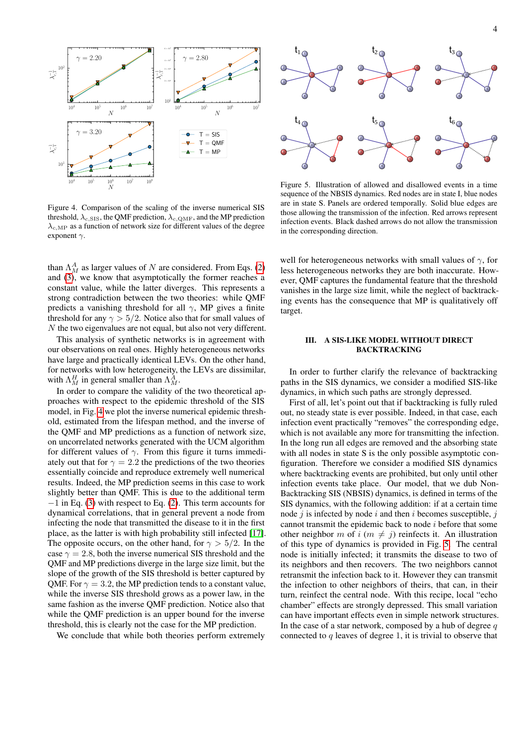Figure 4. Comparison of the scaling of the inverse numerical SIS threshold, $\lambda_{c,\mathrm{SIS}}$, the QMF prediction, $\lambda_{c,\mathrm{QMF}}$, and the MP prediction $\lambda_{c,\mathrm{MP}}$ as a function of network size for different values of the degree exponent $\gamma$.

Figure 5. Illustration of allowed and disallowed events in a time sequence of the NBSIS dynamics. Red nodes are in state I, blue nodes are in state S. Panels are ordered temporally. Solid blue edges are those allowing the transmission of the infection. Red arrows represent infection events. Black dashed arrows do not allow the transmission in the corresponding direction.

than $\Lambda_M^A$ as larger values of $N$ are considered. From Eqs. (2) and (3), we know that asymptotically the former reaches a constant value, while the latter diverges. This represents a strong contradiction between the two theories: while QMF predicts a vanishing threshold for all $\gamma$, MP gives a finite threshold for any $\gamma > 5/2$. Notice also that for small values of $N$ the two eigenvalues are not equal, but also not very different.

This analysis of synthetic networks is in agreement with our observations on real ones. Highly heterogeneous networks have large and practically identical LEVs. On the other hand, for networks with low heterogeneity, the LEVs are dissimilar, with $\Lambda_M^H$ in general smaller than $\Lambda_M^A$.

In order to compare the validity of the two theoretical approaches with respect to the epidemic threshold of the SIS model, in Fig. 4 we plot the inverse numerical epidemic threshold, estimated from the lifespan method, and the inverse of the QMF and MP predictions as a function of network size, on uncorrelated networks generated with the UCM algorithm for different values of $\gamma$. From this figure it turns immediately out that for $\gamma = 2.2$ the predictions of the two theories essentially coincide and reproduce extremely well numerical results. Indeed, the MP prediction seems in this case to work slightly better than QMF. This is due to the additional term $-1$ in Eq. (3) with respect to Eq. (2). This term accounts for dynamical correlations, that in general prevent a node from infecting the node that transmitted the disease to it in the first place, as the latter is with high probability still infected [17]. The opposite occurs, on the other hand, for $\gamma > 5/2$. In the case $\gamma = 2.8$, both the inverse numerical SIS threshold and the QMF and MP predictions diverge in the large size limit, but the slope of the growth of the SIS threshold is better captured by QMF. For $\gamma = 3.2$, the MP prediction tends to a constant value, while the inverse SIS threshold grows as a power law, in the same fashion as the inverse QMF prediction. Notice also that while the QMF prediction is an upper bound for the inverse threshold, this is clearly not the case for the MP prediction.

We conclude that while both theories perform extremely well for heterogeneous networks with small values of $\gamma$, for less heterogeneous networks they are both inaccurate. However, QMF captures the fundamental feature that the threshold vanishes in the large size limit, while the neglect of backtracking events has the consequence that MP is qualitatively off target.

## III. A SIS-LIKE MODEL WITHOUT DIRECT BACKTRACKING

In order to further clarify the relevance of backtracking paths in the SIS dynamics, we consider a modified SIS-like dynamics, in which such paths are strongly depressed.

First of all, let's point out that if backtracking is fully ruled out, no steady state is ever possible. Indeed, in that case, each infection event practically "removes" the corresponding edge, which is not available any more for transmitting the infection. In the long run all edges are removed and the absorbing state with all nodes in state S is the only possible asymptotic configuration. Therefore we consider a modified SIS dynamics where backtracking events are prohibited, but only until other infection events take place. Our model, that we dub Non-Backtracking SIS (NBSIS) dynamics, is defined in terms of the SIS dynamics, with the following addition: if at a certain time node $j$ is infected by node $i$ and then $i$ becomes susceptible, $j$ cannot transmit the epidemic back to node $i$ before that some other neighbor $m$ of $i$ ($m \neq j$) reinfects it. An illustration of this type of dynamics is provided in Fig. 5. The central node is initially infected; it transmits the disease to two of its neighbors and then recovers. The two neighbors cannot retransmit the infection back to it. However they can transmit the infection to other neighbors of theirs, that can, in their turn, reinfect the central node. With this recipe, local "echo chamber" effects are strongly depressed. This small variation can have important effects even in simple network structures. In the case of a star network, composed by a hub of degree $q$ connected to $q$ leaves of degree 1, it is trivial to observe that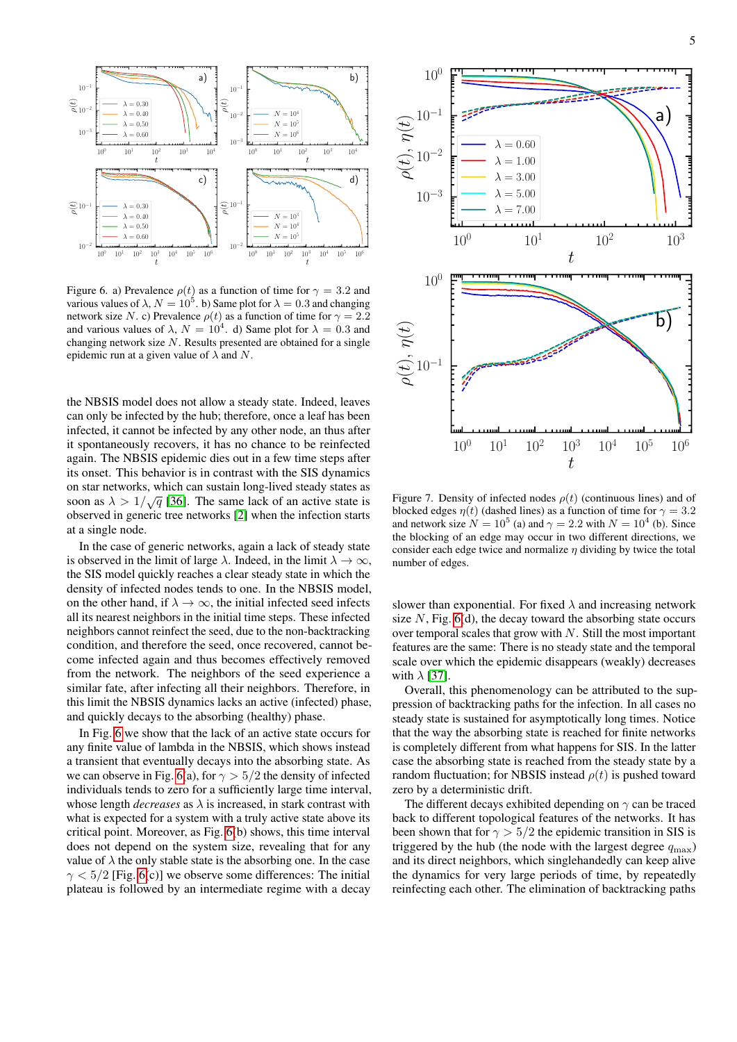Figure 6. a) Prevalence $\rho(t)$ as a function of time for $\gamma = 3.2$ and various values of $\lambda$, $N = 10^5$. b) Same plot for $\lambda = 0.3$ and changing network size $N$. c) Prevalence $\rho(t)$ as a function of time for $\gamma = 2.2$ and various values of $\lambda$, $N = 10^4$. d) Same plot for $\lambda = 0.3$ and changing network size $N$. Results presented are obtained for a single epidemic run at a given value of $\lambda$ and $N$.

the NBSIS model does not allow a steady state. Indeed, leaves can only be infected by the hub; therefore, once a leaf has been infected, it cannot be infected by any other node, an thus after it spontaneously recovers, it has no chance to be reinfected again. The NBSIS epidemic dies out in a few time steps after its onset. This behavior is in contrast with the SIS dynamics on star networks, which can sustain long-lived steady states as soon as $\lambda > 1/\sqrt{q}$ [36]. The same lack of an active state is observed in generic tree networks [2] when the infection starts at a single node.

In the case of generic networks, again a lack of steady state is observed in the limit of large $\lambda$. Indeed, in the limit $\lambda \to \infty$, the SIS model quickly reaches a clear steady state in which the density of infected nodes tends to one. In the NBSIS model, on the other hand, if $\lambda \to \infty$, the initial infected seed infects all its nearest neighbors in the initial time steps. These infected neighbors cannot reinfect the seed, due to the non-backtracking condition, and therefore the seed, once recovered, cannot become infected again and thus becomes effectively removed from the network. The neighbors of the seed experience a similar fate, after infecting all their neighbors. Therefore, in this limit the NBSIS dynamics lacks an active (infected) phase, and quickly decays to the absorbing (healthy) phase.

In Fig. 6 we show that the lack of an active state occurs for any finite value of lambda in the NBSIS, which shows instead a transient that eventually decays into the absorbing state. As we can observe in Fig. 6(a), for $\gamma > 5/2$ the density of infected individuals tends to zero for a sufficiently large time interval, whose length *decreases* as $\lambda$ is increased, in stark contrast with what is expected for a system with a truly active state above its critical point. Moreover, as Fig. 6(b) shows, this time interval does not depend on the system size, revealing that for any value of $\lambda$ the only stable state is the absorbing one. In the case $\gamma < 5/2$ [Fig. 6(c)] we observe some differences: The initial plateau is followed by an intermediate regime with a decay slower than exponential. For fixed $\lambda$ and increasing network size $N$, Fig. 6(d), the decay toward the absorbing state occurs over temporal scales that grow with $N$. Still the most important features are the same: There is no steady state and the temporal scale over which the epidemic disappears (weakly) decreases with $\lambda$ [37].

Figure 7. Density of infected nodes $\rho(t)$ (continuous lines) and of blocked edges $\eta(t)$ (dashed lines) as a function of time for $\gamma = 3.2$ and network size $N = 10^5$ (a) and $\gamma = 2.2$ with $N = 10^4$ (b). Since the blocking of an edge may occur in two different directions, we consider each edge twice and normalize $\eta$ dividing by twice the total number of edges.

Overall, this phenomenology can be attributed to the suppression of backtracking paths for the infection. In all cases no steady state is sustained for asymptotically long times. Notice that the way the absorbing state is reached for finite networks is completely different from what happens for SIS. In the latter case the absorbing state is reached from the steady state by a random fluctuation; for NBSIS instead $\rho(t)$ is pushed toward zero by a deterministic drift.

The different decays exhibited depending on $\gamma$ can be traced back to different topological features of the networks. It has been shown that for $\gamma > 5/2$ the epidemic transition in SIS is triggered by the hub (the node with the largest degree $q_{\max}$) and its direct neighbors, which singlehandedly can keep alive the dynamics for very large periods of time, by repeatedly reinfecting each other. The elimination of backtracking paths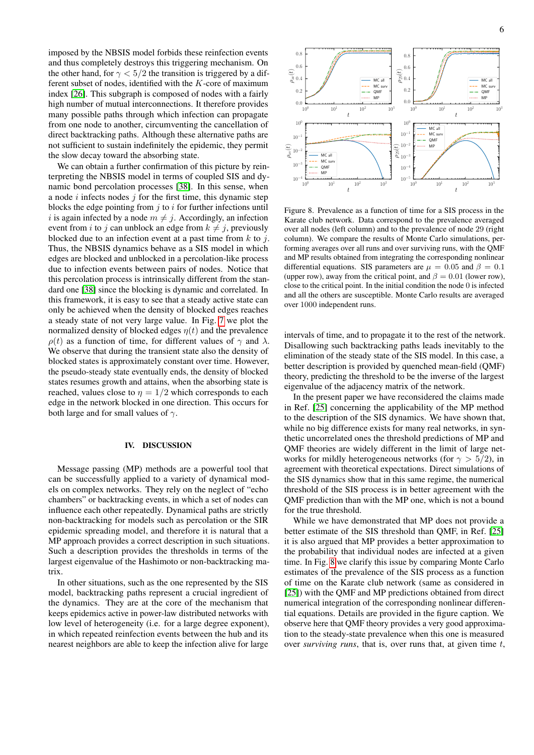imposed by the NBSIS model forbids these reinfection events and thus completely destroys this triggering mechanism. On the other hand, for $\gamma < 5/2$ the transition is triggered by a different subset of nodes, identified with the $K$-core of maximum index [26]. This subgraph is composed of nodes with a fairly high number of mutual interconnections. It therefore provides many possible paths through which infection can propagate from one node to another, circumventing the cancellation of direct backtracking paths. Although these alternative paths are not sufficient to sustain indefinitely the epidemic, they permit the slow decay toward the absorbing state.

We can obtain a further confirmation of this picture by reinterpreting the NBSIS model in terms of coupled SIS and dynamic bond percolation processes [38]. In this sense, when a node $i$ infects nodes $j$ for the first time, this dynamic step blocks the edge pointing from $j$ to $i$ for further infections until $i$ is again infected by a node $m \neq j$. Accordingly, an infection event from $i$ to $j$ can unblock an edge from $k \neq j$, previously blocked due to an infection event at a past time from $k$ to $j$. Thus, the NBSIS dynamics behave as a SIS model in which edges are blocked and unblocked in a percolation-like process due to infection events between pairs of nodes. Notice that this percolation process is intrinsically different from the standard one [38] since the blocking is dynamic and correlated. In this framework, it is easy to see that a steady active state can only be achieved when the density of blocked edges reaches a steady state of not very large value. In Fig. 7 we plot the normalized density of blocked edges $\eta(t)$ and the prevalence $\rho(t)$ as a function of time, for different values of $\gamma$ and $\lambda$. We observe that during the transient state also the density of blocked states is approximately constant over time. However, the pseudo-steady state eventually ends, the density of blocked states resumes growth and attains, when the absorbing state is reached, values close to $\eta = 1/2$ which corresponds to each edge in the network blocked in one direction. This occurs for both large and for small values of $\gamma$.

## IV. DISCUSSION

Message passing (MP) methods are a powerful tool that can be successfully applied to a variety of dynamical models on complex networks. They rely on the neglect of "echo chambers" or backtracking events, in which a set of nodes can influence each other repeatedly. Dynamical paths are strictly non-backtracking for models such as percolation or the SIR epidemic spreading model, and therefore it is natural that a MP approach provides a correct description in such situations. Such a description provides the thresholds in terms of the largest eigenvalue of the Hashimoto or non-backtracking matrix.

In other situations, such as the one represented by the SIS model, backtracking paths represent a crucial ingredient of the dynamics. They are at the core of the mechanism that keeps epidemics active in power-law distributed networks with low level of heterogeneity (i.e. for a large degree exponent), in which repeated reinfection events between the hub and its nearest neighbors are able to keep the infection alive for large intervals of time, and to propagate it to the rest of the network. Disallowing such backtracking paths leads inevitably to the elimination of the steady state of the SIS model. In this case, a better description is provided by quenched mean-field (QMF) theory, predicting the threshold to be the inverse of the largest eigenvalue of the adjacency matrix of the network.

Figure 8. Prevalence as a function of time for a SIS process in the Karate club network. Data correspond to the prevalence averaged over all nodes (left column) and to the prevalence of node 29 (right column). We compare the results of Monte Carlo simulations, performing averages over all runs and over surviving runs, with the QMF and MP results obtained from integrating the corresponding nonlinear differential equations. SIS parameters are $\mu = 0.05$ and $\beta = 0.1$ (upper row), away from the critical point, and $\beta = 0.01$ (lower row), close to the critical point. In the initial condition the node 0 is infected and all the others are susceptible. Monte Carlo results are averaged over 1000 independent runs.

In the present paper we have reconsidered the claims made in Ref. [25] concerning the applicability of the MP method to the description of the SIS dynamics. We have shown that, while no big difference exists for many real networks, in synthetic uncorrelated ones the threshold predictions of MP and QMF theories are widely different in the limit of large networks for mildly heterogeneous networks (for $\gamma > 5/2$), in agreement with theoretical expectations. Direct simulations of the SIS dynamics show that in this same regime, the numerical threshold of the SIS process is in better agreement with the QMF prediction than with the MP one, which is not a bound for the true threshold.

While we have demonstrated that MP does not provide a better estimate of the SIS threshold than QMF, in Ref. [25] it is also argued that MP provides a better approximation to the probability that individual nodes are infected at a given time. In Fig. 8 we clarify this issue by comparing Monte Carlo estimates of the prevalence of the SIS process as a function of time on the Karate club network (same as considered in [25]) with the QMF and MP predictions obtained from direct numerical integration of the corresponding nonlinear differential equations. Details are provided in the figure caption. We observe here that QMF theory provides a very good approximation to the steady-state prevalence when this one is measured over *surviving runs*, that is, over runs that, at given time $t$,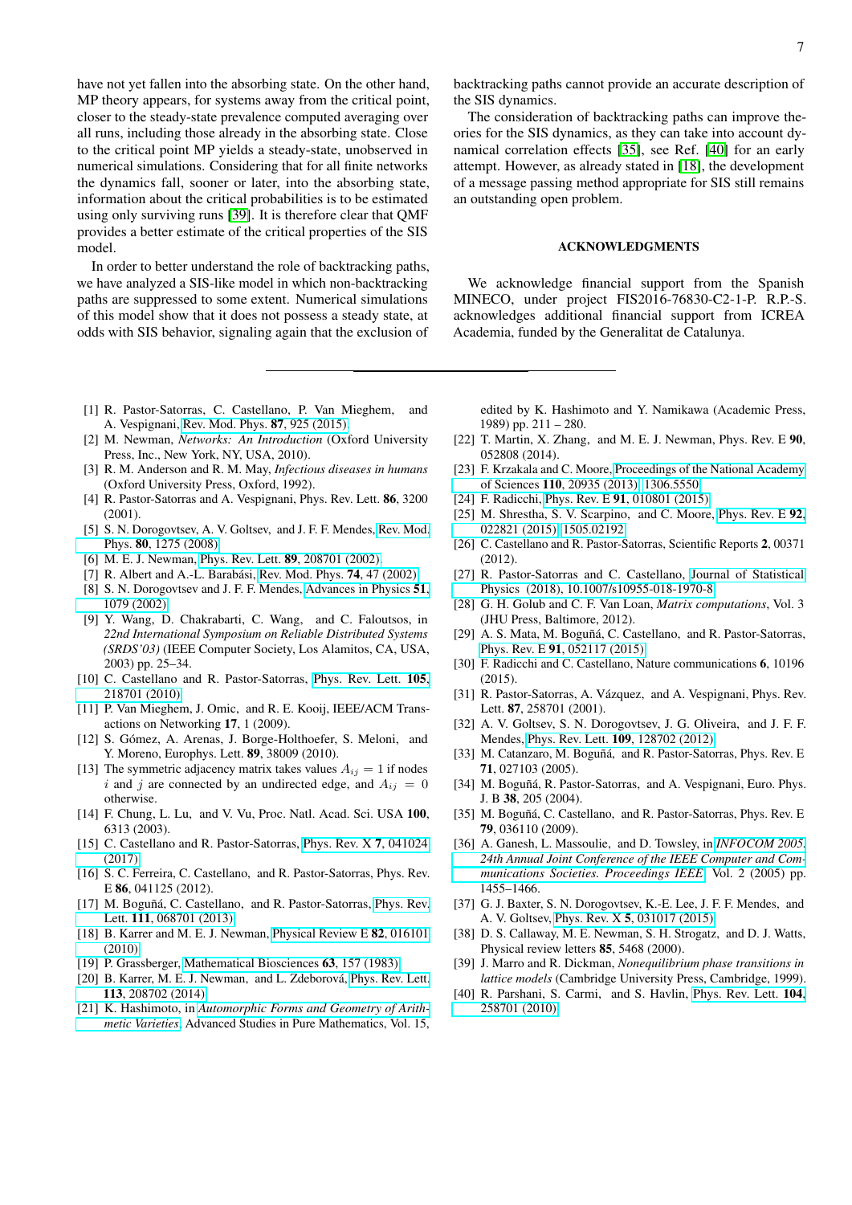have not yet fallen into the absorbing state. On the other hand, MP theory appears, for systems away from the critical point, closer to the steady-state prevalence computed averaging over all runs, including those already in the absorbing state. Close to the critical point MP yields a steady-state, unobserved in numerical simulations. Considering that for all finite networks the dynamics fall, sooner or later, into the absorbing state, information about the critical probabilities is to be estimated using only surviving runs [39]. It is therefore clear that QMF provides a better estimate of the critical properties of the SIS model.

In order to better understand the role of backtracking paths, we have analyzed a SIS-like model in which non-backtracking paths are suppressed to some extent. Numerical simulations of this model show that it does not possess a steady state, at odds with SIS behavior, signaling again that the exclusion of backtracking paths cannot provide an accurate description of the SIS dynamics.

The consideration of backtracking paths can improve theories for the SIS dynamics, as they can take into account dynamical correlation effects [35], see Ref. [40] for an early attempt. However, as already stated in [18], the development of a message passing method appropriate for SIS still remains an outstanding open problem.

## ACKNOWLEDGMENTS

We acknowledge financial support from the Spanish MINECO, under project FIS2016-76830-C2-1-P. R.P.-S. acknowledges additional financial support from ICREA Academia, funded by the Generalitat de Catalunya.

---

[1] R. Pastor-Satorras, C. Castellano, P. Van Mieghem, and A. Vespignani, Rev. Mod. Phys. **87**, 925 (2015).

[2] M. Newman, *Networks: An Introduction* (Oxford University Press, Inc., New York, NY, USA, 2010).

[3] R. M. Anderson and R. M. May, *Infectious diseases in humans* (Oxford University Press, Oxford, 1992).

[4] R. Pastor-Satorras and A. Vespignani, Phys. Rev. Lett. **86**, 3200 (2001).

[5] S. N. Dorogovtsev, A. V. Goltsev, and J. F. F. Mendes, Rev. Mod. Phys. **80**, 1275 (2008).

[6] M. E. J. Newman, Phys. Rev. Lett. **89**, 208701 (2002).

[7] R. Albert and A.-L. Barabási, Rev. Mod. Phys. **74**, 47 (2002).

[8] S. N. Dorogovtsev and J. F. F. Mendes, Advances in Physics **51**, 1079 (2002).

[9] Y. Wang, D. Chakrabarti, C. Wang, and C. Faloutsos, in *22nd International Symposium on Reliable Distributed Systems (SRDS'03)* (IEEE Computer Society, Los Alamitos, CA, USA, 2003) pp. 25–34.

[10] C. Castellano and R. Pastor-Satorras, Phys. Rev. Lett. **105**, 218701 (2010).

[11] P. Van Mieghem, J. Omic, and R. E. Kooij, IEEE/ACM Transactions on Networking **17**, 1 (2009).

[12] S. Gómez, A. Arenas, J. Borge-Holthoefer, S. Meloni, and Y. Moreno, Europhys. Lett. **89**, 38009 (2010).

[13] The symmetric adjacency matrix takes values $A_{ij} = 1$ if nodes $i$ and $j$ are connected by an undirected edge, and $A_{ij} = 0$ otherwise.

[14] F. Chung, L. Lu, and V. Vu, Proc. Natl. Acad. Sci. USA **100**, 6313 (2003).

[15] C. Castellano and R. Pastor-Satorras, Phys. Rev. X **7**, 041024 (2017).

[16] S. C. Ferreira, C. Castellano, and R. Pastor-Satorras, Phys. Rev. E **86**, 041125 (2012).

[17] M. Boguñá, C. Castellano, and R. Pastor-Satorras, Phys. Rev. Lett. **111**, 068701 (2013).

[18] B. Karrer and M. E. J. Newman, Physical Review E **82**, 016101 (2010).

[19] P. Grassberger, Mathematical Biosciences **63**, 157 (1983).

[20] B. Karrer, M. E. J. Newman, and L. Zdeborová, Phys. Rev. Lett. **113**, 208702 (2014).

[21] K. Hashimoto, in *Automorphic Forms and Geometry of Arithmetic Varieties*, Advanced Studies in Pure Mathematics, Vol. 15, edited by K. Hashimoto and Y. Namikawa (Academic Press, 1989) pp. 211 – 280.

[22] T. Martin, X. Zhang, and M. E. J. Newman, Phys. Rev. E **90**, 052808 (2014).

[23] F. Krzakala and C. Moore, Proceedings of the National Academy of Sciences **110**, 20935 (2013), 1306.5550.

[24] F. Radicchi, Phys. Rev. E **91**, 010801 (2015).

[25] M. Shrestha, S. V. Scarpino, and C. Moore, Phys. Rev. E **92**, 022821 (2015), 1505.02192.

[26] C. Castellano and R. Pastor-Satorras, Scientific Reports **2**, 00371 (2012).

[27] R. Pastor-Satorras and C. Castellano, Journal of Statistical Physics (2018), 10.1007/s10955-018-1970-8.

[28] G. H. Golub and C. F. Van Loan, *Matrix computations*, Vol. 3 (JHU Press, Baltimore, 2012).

[29] A. S. Mata, M. Boguñá, C. Castellano, and R. Pastor-Satorras, Phys. Rev. E **91**, 052117 (2015).

[30] F. Radicchi and C. Castellano, Nature communications **6**, 10196 (2015).

[31] R. Pastor-Satorras, A. Vázquez, and A. Vespignani, Phys. Rev. Lett. **87**, 258701 (2001).

[32] A. V. Goltsev, S. N. Dorogovtsev, J. G. Oliveira, and J. F. F. Mendes, Phys. Rev. Lett. **109**, 128702 (2012).

[33] M. Catanzaro, M. Boguñá, and R. Pastor-Satorras, Phys. Rev. E **71**, 027103 (2005).

[34] M. Boguñá, R. Pastor-Satorras, and A. Vespignani, Euro. Phys. J. B **38**, 205 (2004).

[35] M. Boguñá, C. Castellano, and R. Pastor-Satorras, Phys. Rev. E **79**, 036110 (2009).

[36] A. Ganesh, L. Massoulie, and D. Towsley, in *INFOCOM 2005. 24th Annual Joint Conference of the IEEE Computer and Communications Societies. Proceedings IEEE*, Vol. 2 (2005) pp. 1455–1466.

[37] G. J. Baxter, S. N. Dorogovtsev, K.-E. Lee, J. F. F. Mendes, and A. V. Goltsev, Phys. Rev. X **5**, 031017 (2015).

[38] D. S. Callaway, M. E. Newman, S. H. Strogatz, and D. J. Watts, Physical review letters **85**, 5468 (2000).

[39] J. Marro and R. Dickman, *Nonequilibrium phase transitions in lattice models* (Cambridge University Press, Cambridge, 1999).

[40] R. Parshani, S. Carmi, and S. Havlin, Phys. Rev. Lett. **104**, 258701 (2010).